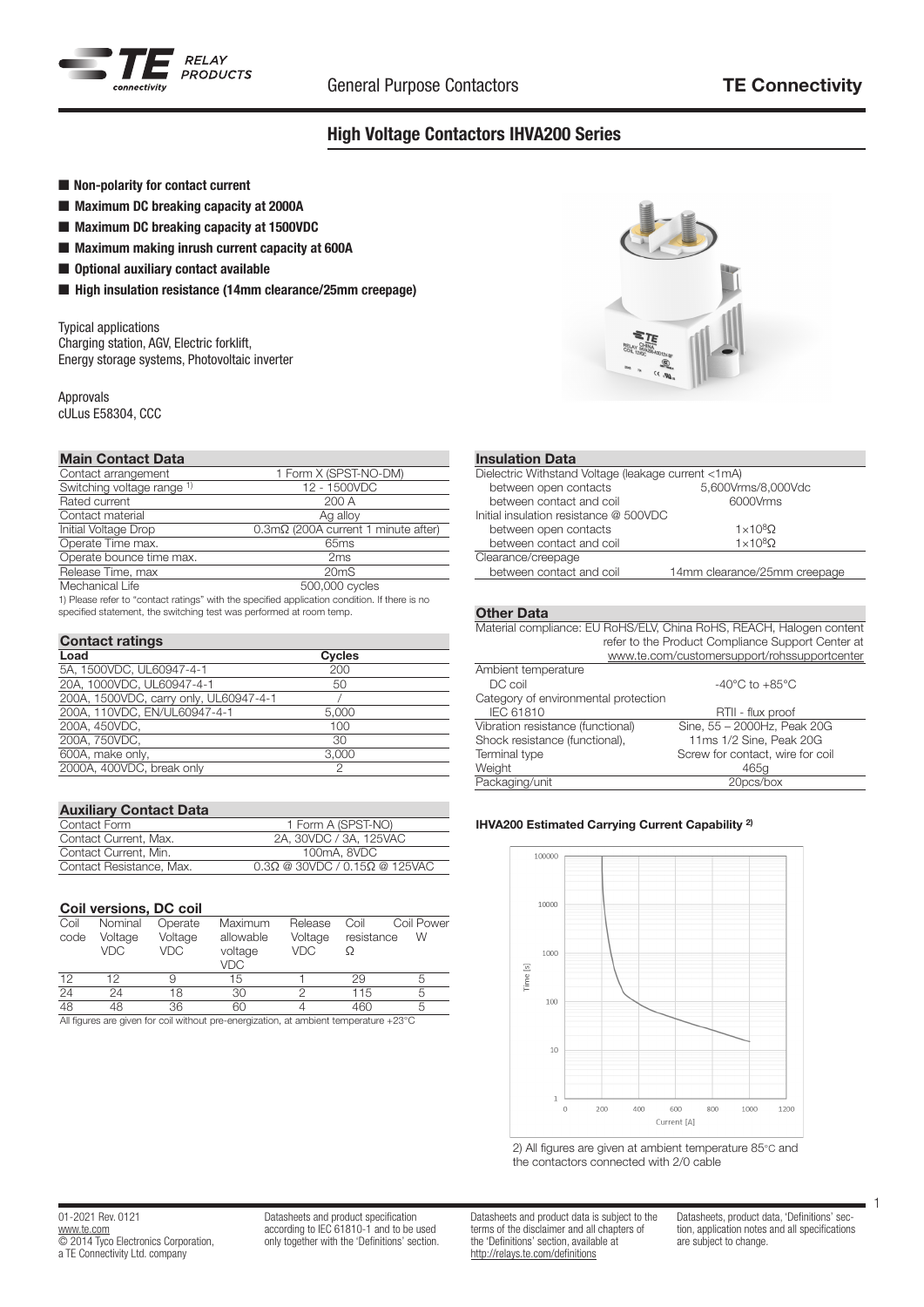# High Voltage Contactors IHVA200 Series

- **Non-polarity for contact current**
- **Maximum DC breaking capacity at 2000A**
- **Maximum DC breaking capacity at 1500VDC**
- **Maximum making inrush current capacity at 600A**
- **Optional auxiliary contact available**
- **High insulation resistance (14mm clearance/25mm creepage)**

Typical applications
Charging station, AGV, Electric forklift,
Energy storage systems, Photovoltaic inverter

Approvals
cULus E58304, CCC

### Main Contact Data

| | |
|---|---|
| Contact arrangement | 1 Form X (SPST-NO-DM) |
| Switching voltage range [1] | 12 - 1500VDC |
| Rated current | 200 A |
| Contact material | Ag alloy |
| Initial Voltage Drop | 0.3mΩ (200A current 1 minute after) |
| Operate Time max. | 65ms |
| Operate bounce time max. | 2ms |
| Release Time, max | 20mS |
| Mechanical Life | 500,000 cycles |

1) Please refer to "contact ratings" with the specified application condition. If there is no specified statement, the switching test was performed at room temp.

### Contact ratings

| Load | Cycles |
|---|---|
| 5A, 1500VDC, UL60947-4-1 | 200 |
| 20A, 1000VDC, UL60947-4-1 | 50 |
| 200A, 1500VDC, carry only, UL60947-4-1 | / |
| 200A, 110VDC, EN/UL60947-4-1 | 5,000 |
| 200A, 450VDC, | 100 |
| 200A, 750VDC, | 30 |
| 600A, make only, | 3,000 |
| 2000A, 400VDC, break only | 2 |

### Auxiliary Contact Data

| | |
|---|---|
| Contact Form | 1 Form A (SPST-NO) |
| Contact Current, Max. | 2A, 30VDC / 3A, 125VAC |
| Contact Current, Min. | 100mA, 8VDC |
| Contact Resistance, Max. | 0.3Ω @ 30VDC / 0.15Ω @ 125VAC |

### Coil versions, DC coil

| Coil code | Nominal Voltage VDC | Operate Voltage VDC | Maximum allowable voltage VDC | Release Voltage VDC | Coil resistance Ω | Coil Power W |
|---|---|---|---|---|---|---|
| 12 | 12 | 9 | 15 | 1 | 29 | 5 |
| 24 | 24 | 18 | 30 | 2 | 115 | 5 |
| 48 | 48 | 36 | 60 | 4 | 460 | 5 |

All figures are given for coil without pre-energization, at ambient temperature +23°C

### Insulation Data

| | |
|---|---|
| Dielectric Withstand Voltage (leakage current <1mA) | |
| between open contacts | 5,600Vrms/8,000Vdc |
| between contact and coil | 6000Vrms |
| Initial insulation resistance @ 500VDC | |
| between open contacts | $1\times10^8\Omega$ |
| between contact and coil | $1\times10^8\Omega$ |
| Clearance/creepage | |
| between contact and coil | 14mm clearance/25mm creepage |

### Other Data

| | |
|---|---|
| Material compliance: EU RoHS/ELV, China RoHS, REACH, Halogen content | refer to the Product Compliance Support Center at www.te.com/customersupport/rohssupportcenter |
| Ambient temperature | |
| DC coil | -40°C to +85°C |
| Category of environmental protection | |
| IEC 61810 | RTII - flux proof |
| Vibration resistance (functional) | Sine, 55 – 2000Hz, Peak 20G |
| Shock resistance (functional), | 11ms 1/2 Sine, Peak 20G |
| Terminal type | Screw for contact, wire for coil |
| Weight | 465g |
| Packaging/unit | 20pcs/box |

**IHVA200 Estimated Carrying Current Capability [2]**

2) All figures are given at ambient temperature 85°C and the contactors connected with 2/0 cable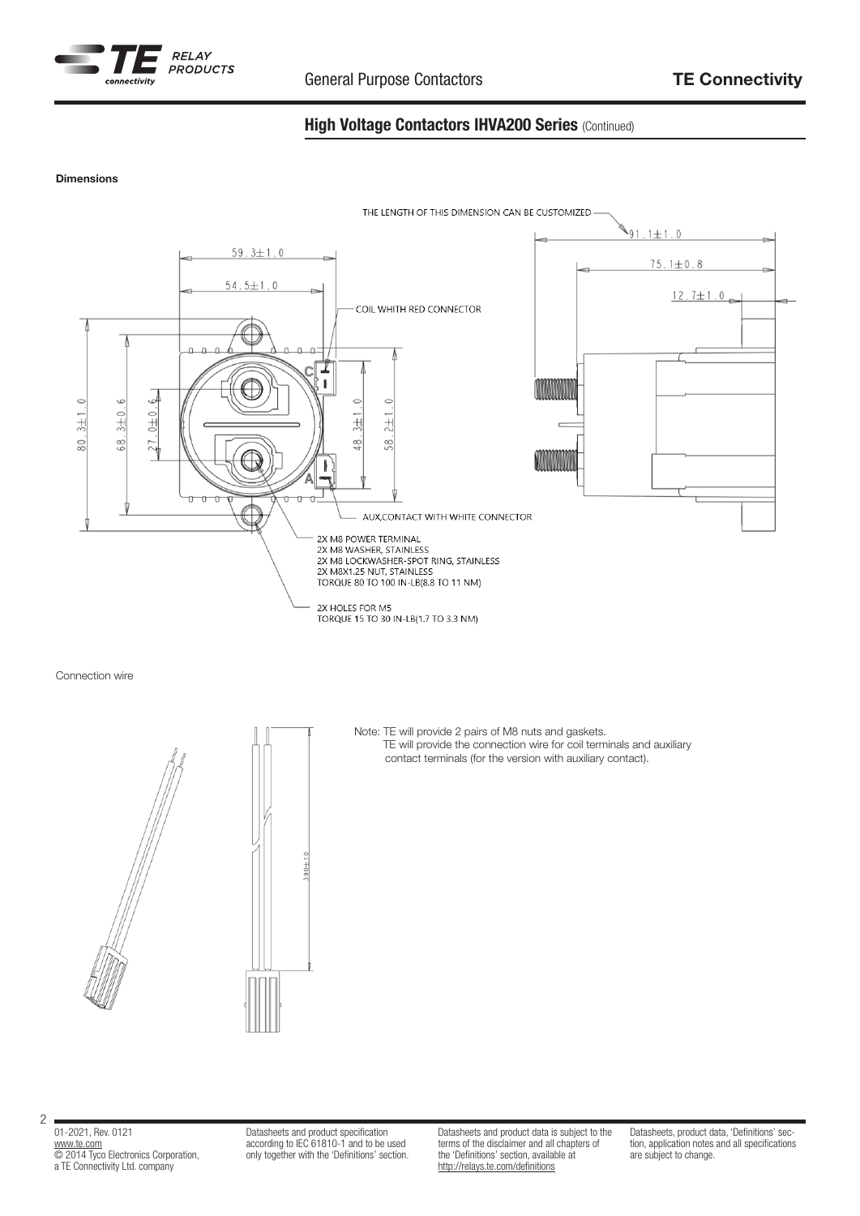## High Voltage Contactors IHVA200 Series (Continued)

**Dimensions**

THE LENGTH OF THIS DIMENSION CAN BE CUSTOMIZED

91.1±1.0

75.1±0.8

12.7±1.0

59.3±1.0

54.5±1.0

COIL WHITH RED CONNECTOR

80.3±1.0

68.3±0.6

27.0±0.6

48.3±1.0

58.2±1.0

AUX,CONTACT WITH WHITE CONNECTOR

2X M8 POWER TERMINAL
2X M8 WASHER, STAINLESS
2X M8 LOCKWASHER-SPOT RING, STAINLESS
2X M8X1.25 NUT, STAINLESS
TORQUE 80 TO 100 IN-LB(8.8 TO 11 NM)

2X HOLES FOR M5
TORQUE 15 TO 30 IN-LB(1.7 TO 3.3 NM)

Connection wire

390±10

Note: TE will provide 2 pairs of M8 nuts and gaskets.
TE will provide the connection wire for coil terminals and auxiliary contact terminals (for the version with auxiliary contact).

01-2021, Rev. 0121
www.te.com
© 2014 Tyco Electronics Corporation, a TE Connectivity Ltd. company

Datasheets and product specification according to IEC 61810-1 and to be used only together with the 'Definitions' section.

Datasheets and product data is subject to the terms of the disclaimer and all chapters of the 'Definitions' section, available at http://relays.te.com/definitions

Datasheets, product data, 'Definitions' section, application notes and all specifications are subject to change.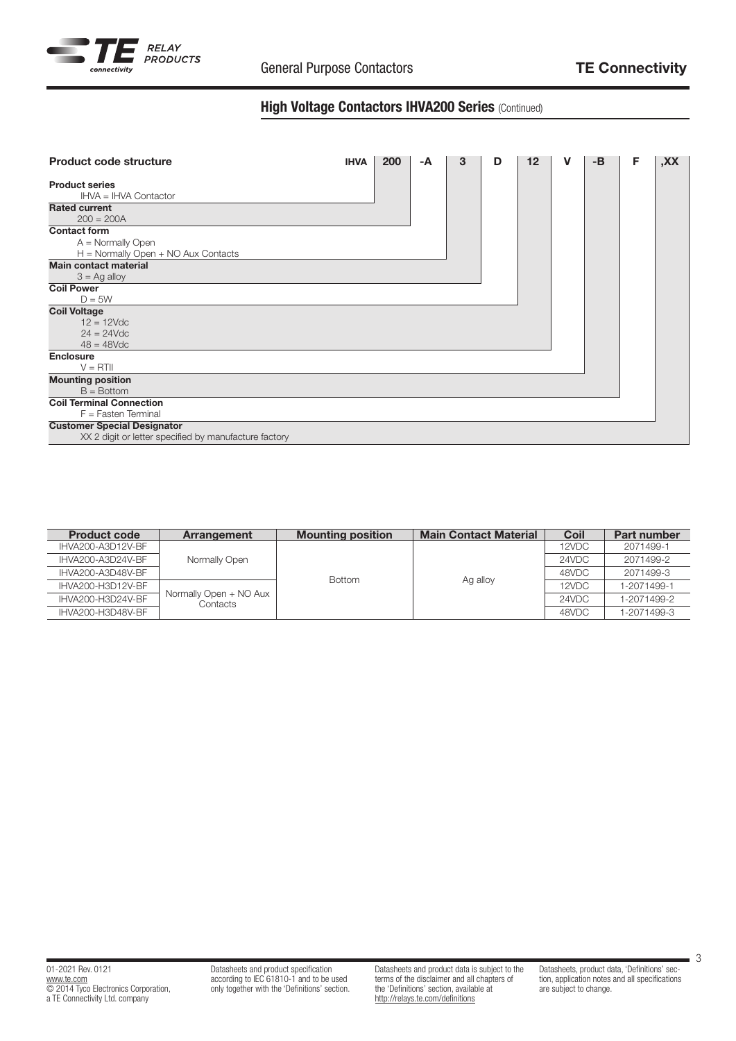## High Voltage Contactors IHVA200 Series (Continued)

**Product code structure**

| IHVA | 200 | -A | 3 | D | 12 | V | -B | F | ,XX |
|---|---|---|---|---|---|---|---|---|---|

**Product series**
IHVA = IHVA Contactor

**Rated current**
200 = 200A

**Contact form**
A = Normally Open
H = Normally Open + NO Aux Contacts

**Main contact material**
3 = Ag alloy

**Coil Power**
D = 5W

**Coil Voltage**
12 = 12Vdc
24 = 24Vdc
48 = 48Vdc

**Enclosure**
V = RTII

**Mounting position**
B = Bottom

**Coil Terminal Connection**
F = Fasten Terminal

**Customer Special Designator**
XX 2 digit or letter specified by manufacture factory

| Product code | Arrangement | Mounting position | Main Contact Material | Coil | Part number |
|---|---|---|---|---|---|
| IHVA200-A3D12V-BF | Normally Open | Bottom | Ag alloy | 12VDC | 2071499-1 |
| IHVA200-A3D24V-BF | | | | 24VDC | 2071499-2 |
| IHVA200-A3D48V-BF | | | | 48VDC | 2071499-3 |
| IHVA200-H3D12V-BF | Normally Open + NO Aux Contacts | | | 12VDC | 1-2071499-1 |
| IHVA200-H3D24V-BF | | | | 24VDC | 1-2071499-2 |
| IHVA200-H3D48V-BF | | | | 48VDC | 1-2071499-3 |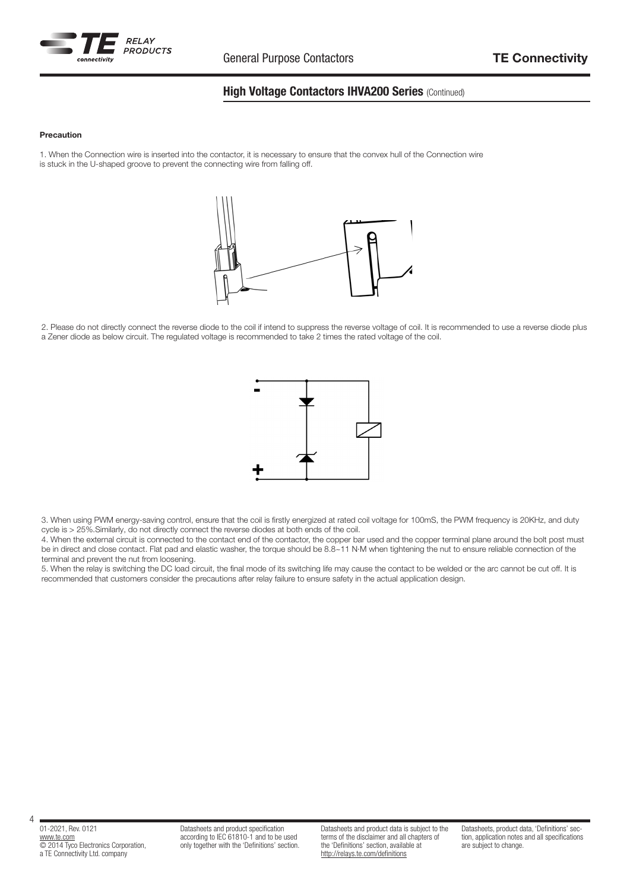## High Voltage Contactors IHVA200 Series (Continued)

**Precaution**

1. When the Connection wire is inserted into the contactor, it is necessary to ensure that the convex hull of the Connection wire is stuck in the U-shaped groove to prevent the connecting wire from falling off.

2. Please do not directly connect the reverse diode to the coil if intend to suppress the reverse voltage of coil. It is recommended to use a reverse diode plus a Zener diode as below circuit. The regulated voltage is recommended to take 2 times the rated voltage of the coil.

-

+

3. When using PWM energy-saving control, ensure that the coil is firstly energized at rated coil voltage for 100mS, the PWM frequency is 20KHz, and duty cycle is > 25%.Similarly, do not directly connect the reverse diodes at both ends of the coil.

4. When the external circuit is connected to the contact end of the contactor, the copper bar used and the copper terminal plane around the bolt post must be in direct and close contact. Flat pad and elastic washer, the torque should be 8.8~11 N·M when tightening the nut to ensure reliable connection of the terminal and prevent the nut from loosening.

5. When the relay is switching the DC load circuit, the final mode of its switching life may cause the contact to be welded or the arc cannot be cut off. It is recommended that customers consider the precautions after relay failure to ensure safety in the actual application design.